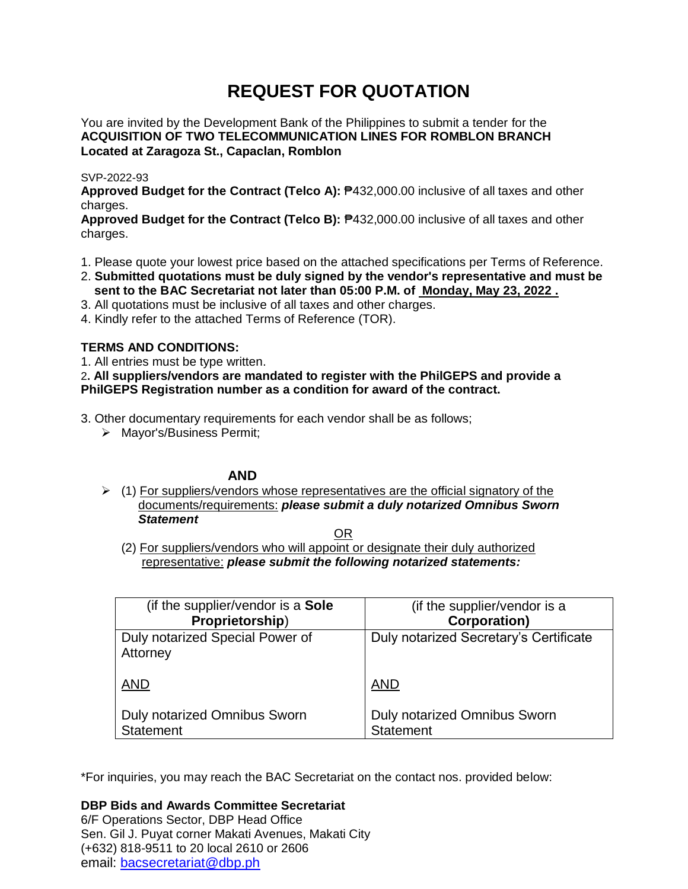# REQUEST FOR QUOTATION

You are invited by the Development Bank of the Philippines to submit a tender for the **ACQUISITION OF TWO TELECOMMUNICATION LINES FOR ROMBLON BRANCH Located at Zaragoza St., Capaclan, Romblon**

SVP-2022-93

**Approved Budget for the Contract (Telco A):** ₱432,000.00 inclusive of all taxes and other charges.

**Approved Budget for the Contract (Telco B):** ₱432,000.00 inclusive of all taxes and other charges.

1. Please quote your lowest price based on the attached specifications per Terms of Reference.
2. **Submitted quotations must be duly signed by the vendor's representative and must be sent to the BAC Secretariat not later than 05:00 P.M. of Monday, May 23, 2022 .**
3. All quotations must be inclusive of all taxes and other charges.
4. Kindly refer to the attached Terms of Reference (TOR).

**TERMS AND CONDITIONS:**

1. All entries must be type written.
2. **All suppliers/vendors are mandated to register with the PhilGEPS and provide a PhilGEPS Registration number as a condition for award of the contract.**
3. Other documentary requirements for each vendor shall be as follows;
   - Mayor's/Business Permit;

   **AND**

   - (1) For suppliers/vendors whose representatives are the official signatory of the documents/requirements: ***please submit a duly notarized Omnibus Sworn Statement***

     OR

     (2) For suppliers/vendors who will appoint or designate their duly authorized representative: ***please submit the following notarized statements:***

| (if the supplier/vendor is a **Sole Proprietorship**) | (if the supplier/vendor is a **Corporation)** |
|---|---|
| Duly notarized Special Power of Attorney<br><br>AND<br><br>Duly notarized Omnibus Sworn Statement | Duly notarized Secretary's Certificate<br><br>AND<br><br>Duly notarized Omnibus Sworn Statement |

*For inquiries, you may reach the BAC Secretariat on the contact nos. provided below:

**DBP Bids and Awards Committee Secretariat**
6/F Operations Sector, DBP Head Office
Sen. Gil J. Puyat corner Makati Avenues, Makati City
(+632) 818-9511 to 20 local 2610 or 2606
email: bacsecretariat@dbp.ph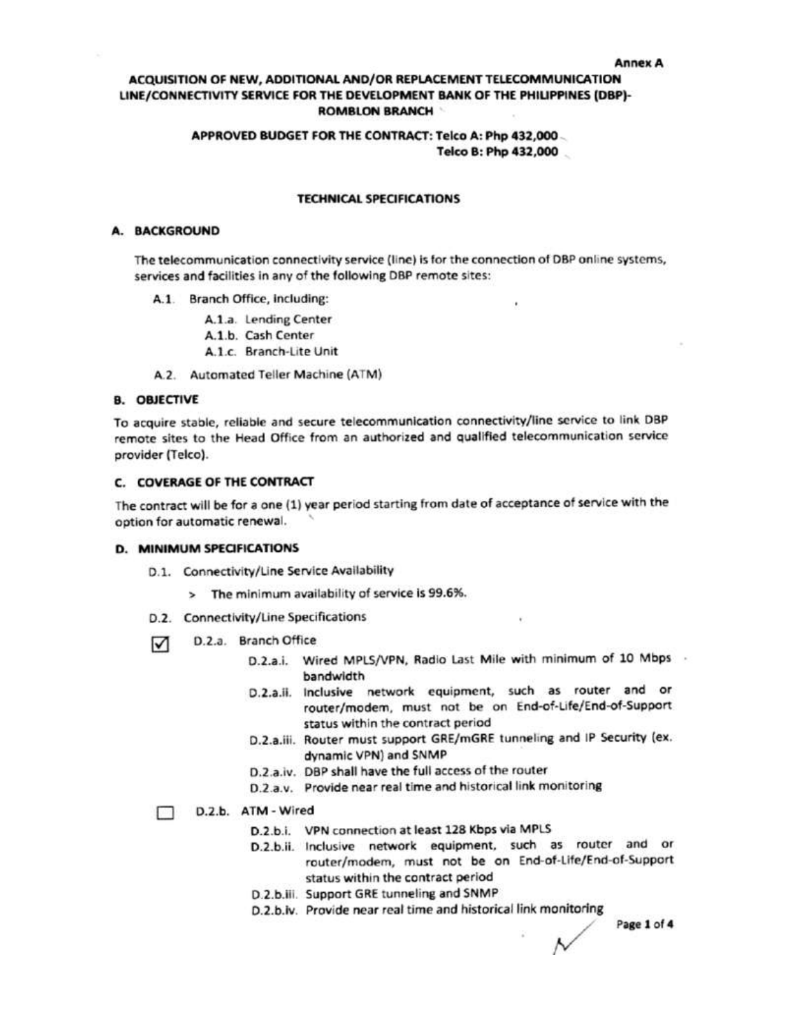Annex A

# ACQUISITION OF NEW, ADDITIONAL AND/OR REPLACEMENT TELECOMMUNICATION LINE/CONNECTIVITY SERVICE FOR THE DEVELOPMENT BANK OF THE PHILIPPINES (DBP)-ROMBLON BRANCH

**APPROVED BUDGET FOR THE CONTRACT: Telco A: Php 432,000**
**Telco B: Php 432,000**

## TECHNICAL SPECIFICATIONS

### A. BACKGROUND

The telecommunication connectivity service (line) is for the connection of DBP online systems, services and facilities in any of the following DBP remote sites:

- A.1. Branch Office, including:
  - A.1.a. Lending Center
  - A.1.b. Cash Center
  - A.1.c. Branch-Lite Unit
- A.2. Automated Teller Machine (ATM)

### B. OBJECTIVE

To acquire stable, reliable and secure telecommunication connectivity/line service to link DBP remote sites to the Head Office from an authorized and qualified telecommunication service provider (Telco).

### C. COVERAGE OF THE CONTRACT

The contract will be for a one (1) year period starting from date of acceptance of service with the option for automatic renewal.

### D. MINIMUM SPECIFICATIONS

- D.1. Connectivity/Line Service Availability
  - > The minimum availability of service is 99.6%.
- D.2. Connectivity/Line Specifications

☑ D.2.a. Branch Office

- D.2.a.i. Wired MPLS/VPN, Radio Last Mile with minimum of 10 Mbps bandwidth
- D.2.a.ii. Inclusive network equipment, such as router and or router/modem, must not be on End-of-Life/End-of-Support status within the contract period
- D.2.a.iii. Router must support GRE/mGRE tunneling and IP Security (ex. dynamic VPN) and SNMP
- D.2.a.iv. DBP shall have the full access of the router
- D.2.a.v. Provide near real time and historical link monitoring

☐ D.2.b. ATM - Wired

- D.2.b.i. VPN connection at least 128 Kbps via MPLS
- D.2.b.ii. Inclusive network equipment, such as router and or router/modem, must not be on End-of-Life/End-of-Support status within the contract period
- D.2.b.iii. Support GRE tunneling and SNMP
- D.2.b.iv. Provide near real time and historical link monitoring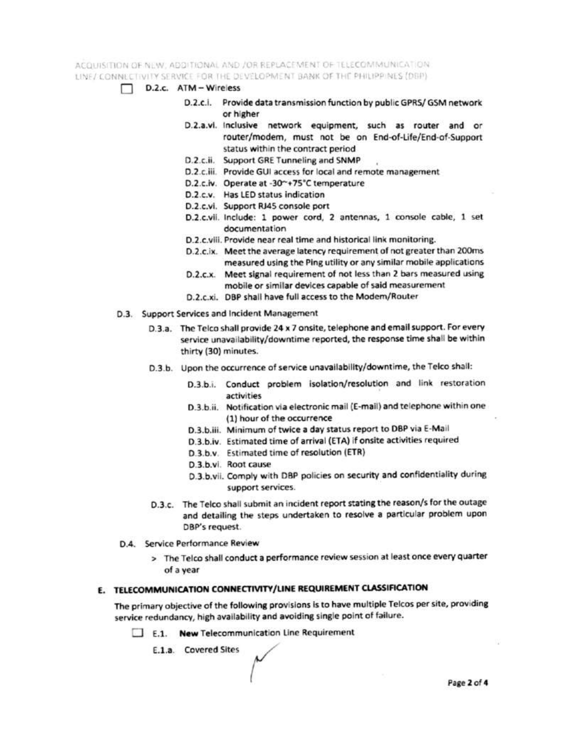- [ ] D.2.c. ATM – Wireless
  - D.2.c.i. Provide data transmission function by public GPRS/ GSM network or higher
  - D.2.a.vi. Inclusive network equipment, such as router and or router/modem, must not be on End-of-Life/End-of-Support status within the contract period
  - D.2.c.ii. Support GRE Tunneling and SNMP
  - D.2.c.iii. Provide GUI access for local and remote management
  - D.2.c.iv. Operate at -30~+75°C temperature
  - D.2.c.v. Has LED status indication
  - D.2.c.vi. Support RJ45 console port
  - D.2.c.vii. Include: 1 power cord, 2 antennas, 1 console cable, 1 set documentation
  - D.2.c.viii. Provide near real time and historical link monitoring.
  - D.2.c.ix. Meet the average latency requirement of not greater than 200ms measured using the Ping utility or any similar mobile applications
  - D.2.c.x. Meet signal requirement of not less than 2 bars measured using mobile or similar devices capable of said measurement
  - D.2.c.xi. DBP shall have full access to the Modem/Router

D.3. Support Services and Incident Management

- D.3.a. The Telco shall provide 24 x 7 onsite, telephone and email support. For every service unavailability/downtime reported, the response time shall be within thirty (30) minutes.
- D.3.b. Upon the occurrence of service unavailability/downtime, the Telco shall:
  - D.3.b.i. Conduct problem isolation/resolution and link restoration activities
  - D.3.b.ii. Notification via electronic mail (E-mail) and telephone within one (1) hour of the occurrence
  - D.3.b.iii. Minimum of twice a day status report to DBP via E-Mail
  - D.3.b.iv. Estimated time of arrival (ETA) if onsite activities required
  - D.3.b.v. Estimated time of resolution (ETR)
  - D.3.b.vi. Root cause
  - D.3.b.vii. Comply with DBP policies on security and confidentiality during support services.
- D.3.c. The Telco shall submit an incident report stating the reason/s for the outage and detailing the steps undertaken to resolve a particular problem upon DBP's request.

D.4. Service Performance Review

> The Telco shall conduct a performance review session at least once every quarter of a year

## E. TELECOMMUNICATION CONNECTIVITY/LINE REQUIREMENT CLASSIFICATION

The primary objective of the following provisions is to have multiple Telcos per site, providing service redundancy, high availability and avoiding single point of failure.

- [ ] E.1. **New** Telecommunication Line Requirement
  - E.1.a. Covered Sites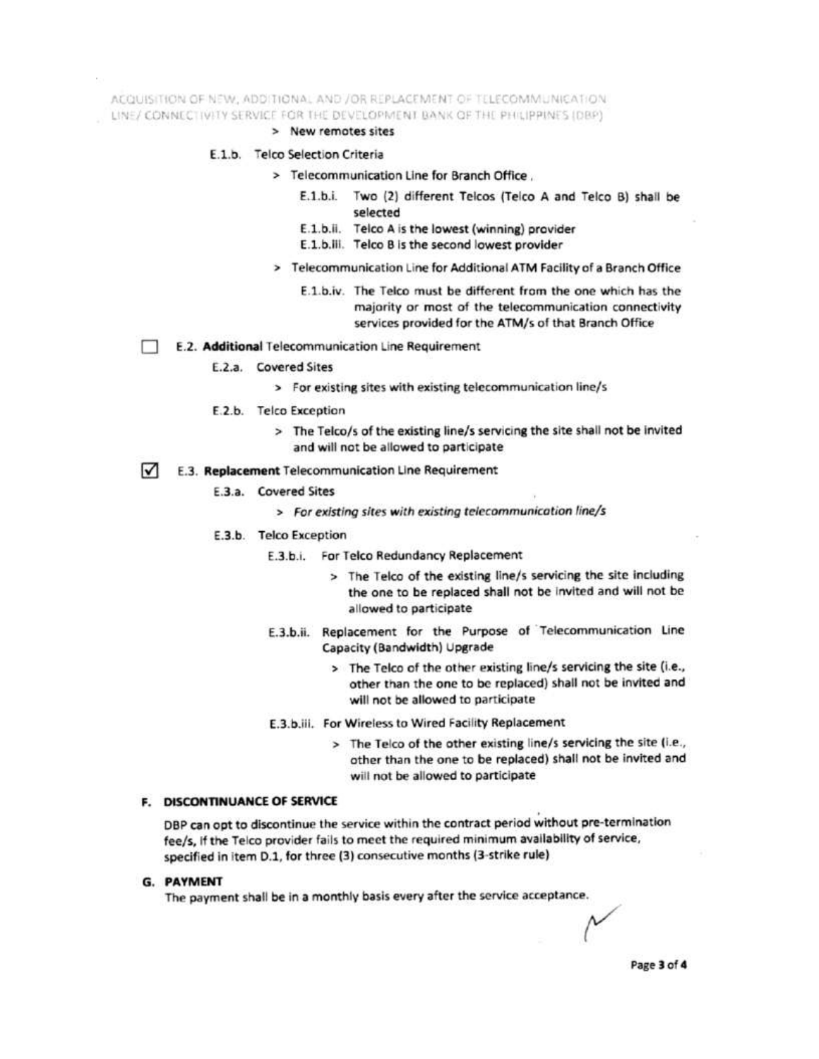> New remotes sites

E.1.b. Telco Selection Criteria

> Telecommunication Line for Branch Office ,

E.1.b.i. Two (2) different Telcos (Telco A and Telco B) shall be selected

E.1.b.ii. Telco A is the lowest (winning) provider

E.1.b.iii. Telco B is the second lowest provider

> Telecommunication Line for Additional ATM Facility of a Branch Office

E.1.b.iv. The Telco must be different from the one which has the majority or most of the telecommunication connectivity services provided for the ATM/s of that Branch Office

☐ E.2. **Additional** Telecommunication Line Requirement

E.2.a. Covered Sites

> For existing sites with existing telecommunication line/s

E.2.b. Telco Exception

> The Telco/s of the existing line/s servicing the site shall not be invited and will not be allowed to participate

☑ E.3. **Replacement** Telecommunication Line Requirement

E.3.a. Covered Sites

> *For existing sites with existing telecommunication line/s*

E.3.b. Telco Exception

E.3.b.i. For Telco Redundancy Replacement

> The Telco of the existing line/s servicing the site including the one to be replaced shall not be invited and will not be allowed to participate

E.3.b.ii. Replacement for the Purpose of Telecommunication Line Capacity (Bandwidth) Upgrade

> The Telco of the other existing line/s servicing the site (i.e., other than the one to be replaced) shall not be invited and will not be allowed to participate

E.3.b.iii. For Wireless to Wired Facility Replacement

> The Telco of the other existing line/s servicing the site (i.e., other than the one to be replaced) shall not be invited and will not be allowed to participate

## F. DISCONTINUANCE OF SERVICE

DBP can opt to discontinue the service within the contract period without pre-termination fee/s, if the Telco provider fails to meet the required minimum availability of service, specified in item D.1, for three (3) consecutive months (3-strike rule)

## G. PAYMENT

The payment shall be in a monthly basis every after the service acceptance.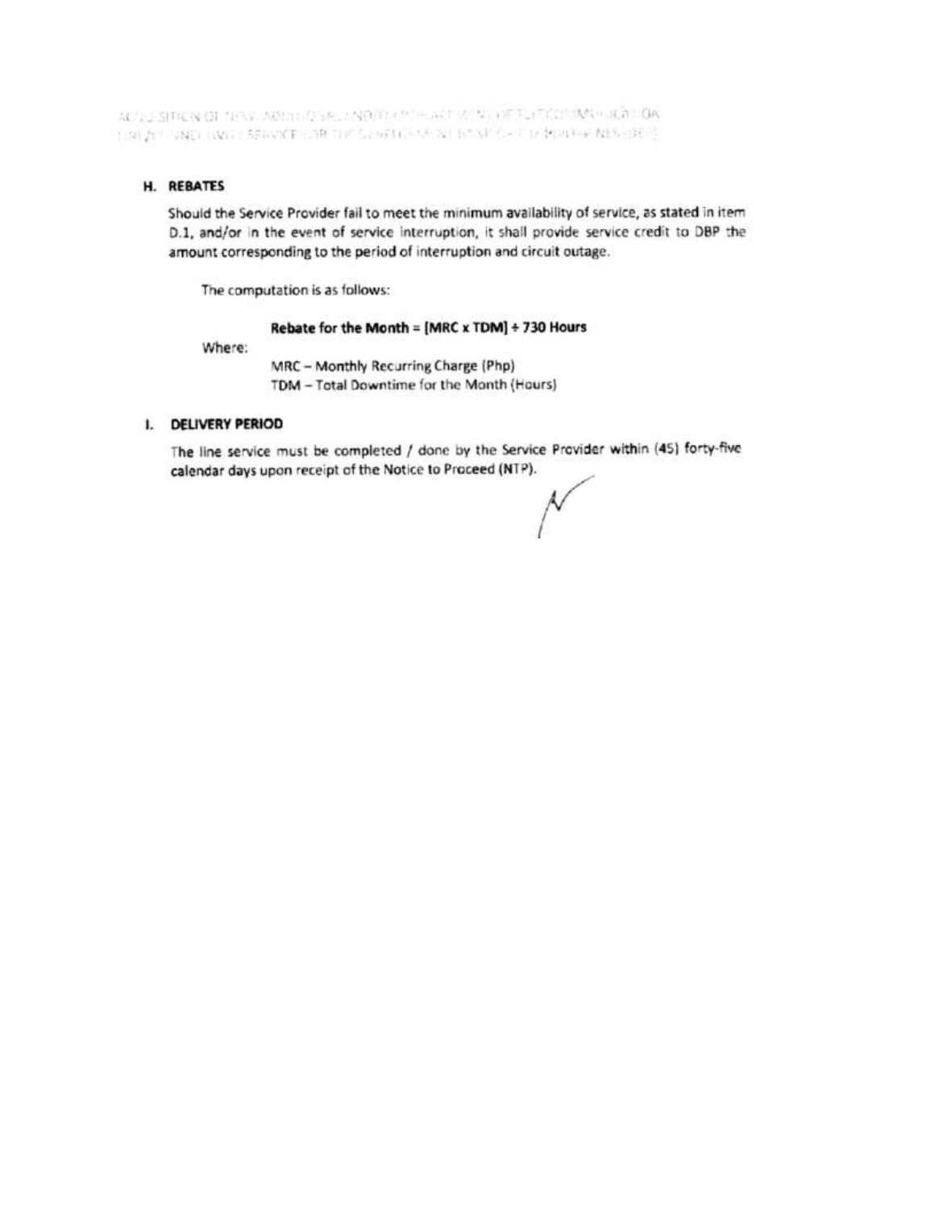## H. REBATES

Should the Service Provider fail to meet the minimum availability of service, as stated in item D.1, and/or in the event of service interruption, it shall provide service credit to DBP the amount corresponding to the period of interruption and circuit outage.

The computation is as follows:

**Rebate for the Month = [MRC x TDM] ÷ 730 Hours**

Where:

MRC – Monthly Recurring Charge (Php)
TDM – Total Downtime for the Month (Hours)

## I. DELIVERY PERIOD

The line service must be completed / done by the Service Provider within (45) forty-five calendar days upon receipt of the Notice to Proceed (NTP).